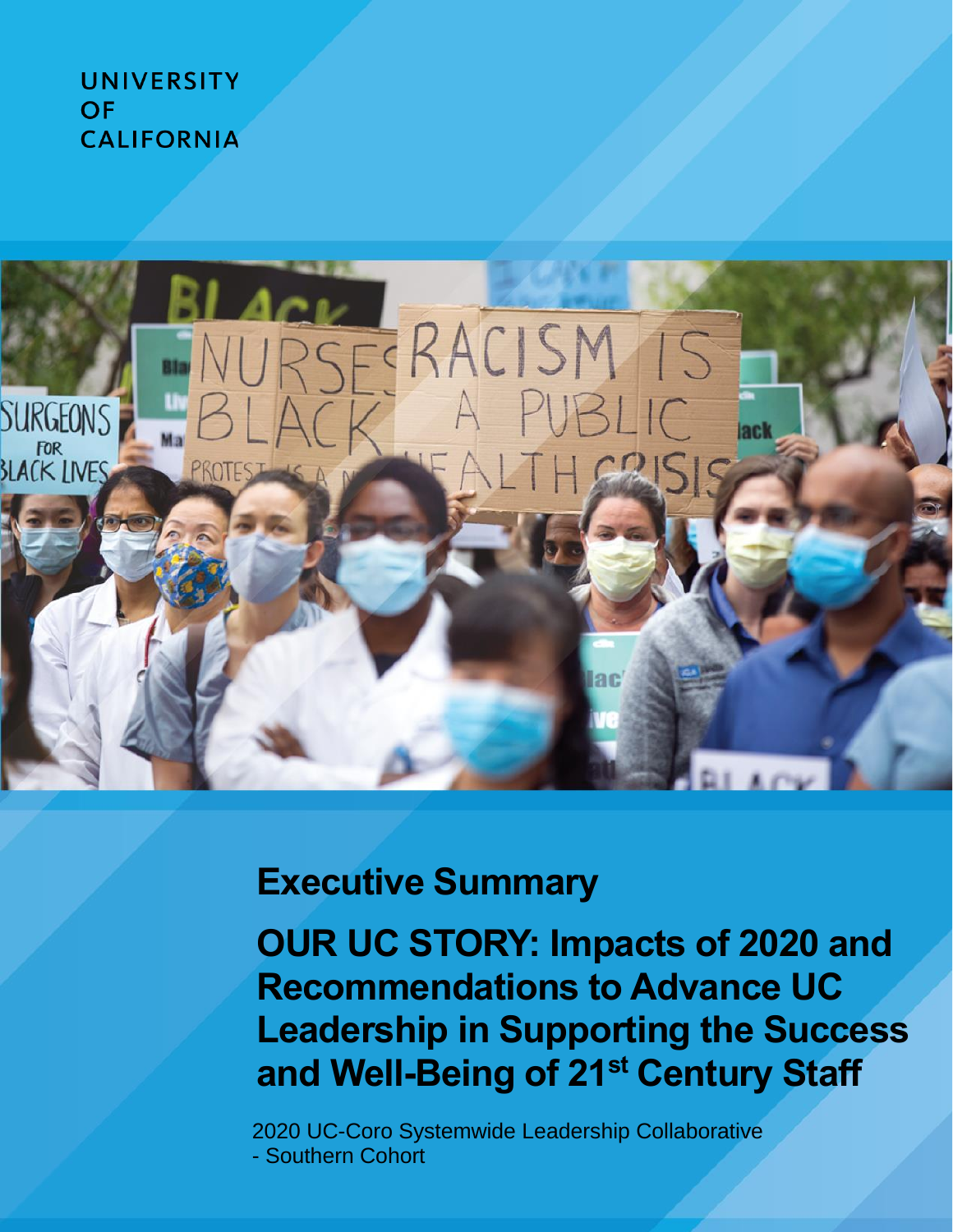UNIVERSITY
OF
CALIFORNIA

# Executive Summary

# OUR UC STORY: Impacts of 2020 and Recommendations to Advance UC Leadership in Supporting the Success and Well-Being of 21st Century Staff

2020 UC-Coro Systemwide Leadership Collaborative
- Southern Cohort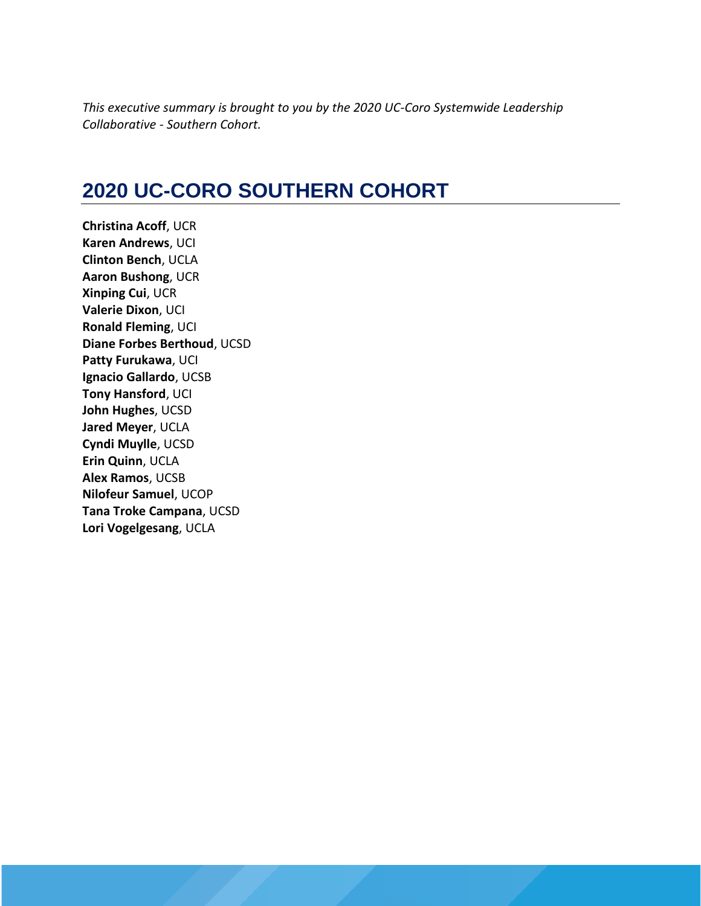*This executive summary is brought to you by the 2020 UC-Coro Systemwide Leadership Collaborative - Southern Cohort.*

## 2020 UC-CORO SOUTHERN COHORT

**Christina Acoff**, UCR
**Karen Andrews**, UCI
**Clinton Bench**, UCLA
**Aaron Bushong**, UCR
**Xinping Cui**, UCR
**Valerie Dixon**, UCI
**Ronald Fleming**, UCI
**Diane Forbes Berthoud**, UCSD
**Patty Furukawa**, UCI
**Ignacio Gallardo**, UCSB
**Tony Hansford**, UCI
**John Hughes**, UCSD
**Jared Meyer**, UCLA
**Cyndi Muylle**, UCSD
**Erin Quinn**, UCLA
**Alex Ramos**, UCSB
**Nilofeur Samuel**, UCOP
**Tana Troke Campana**, UCSD
**Lori Vogelgesang**, UCLA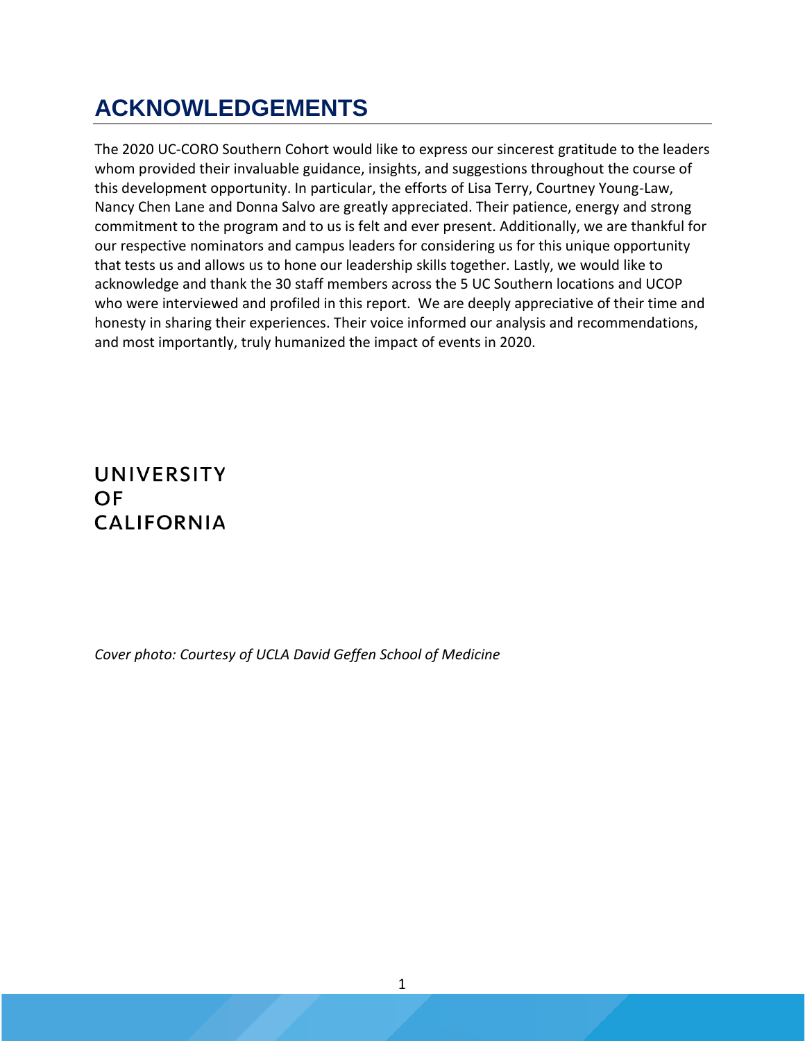# ACKNOWLEDGEMENTS

The 2020 UC-CORO Southern Cohort would like to express our sincerest gratitude to the leaders whom provided their invaluable guidance, insights, and suggestions throughout the course of this development opportunity. In particular, the efforts of Lisa Terry, Courtney Young-Law, Nancy Chen Lane and Donna Salvo are greatly appreciated. Their patience, energy and strong commitment to the program and to us is felt and ever present. Additionally, we are thankful for our respective nominators and campus leaders for considering us for this unique opportunity that tests us and allows us to hone our leadership skills together. Lastly, we would like to acknowledge and thank the 30 staff members across the 5 UC Southern locations and UCOP who were interviewed and profiled in this report. We are deeply appreciative of their time and honesty in sharing their experiences. Their voice informed our analysis and recommendations, and most importantly, truly humanized the impact of events in 2020.

UNIVERSITY
OF
CALIFORNIA

*Cover photo: Courtesy of UCLA David Geffen School of Medicine*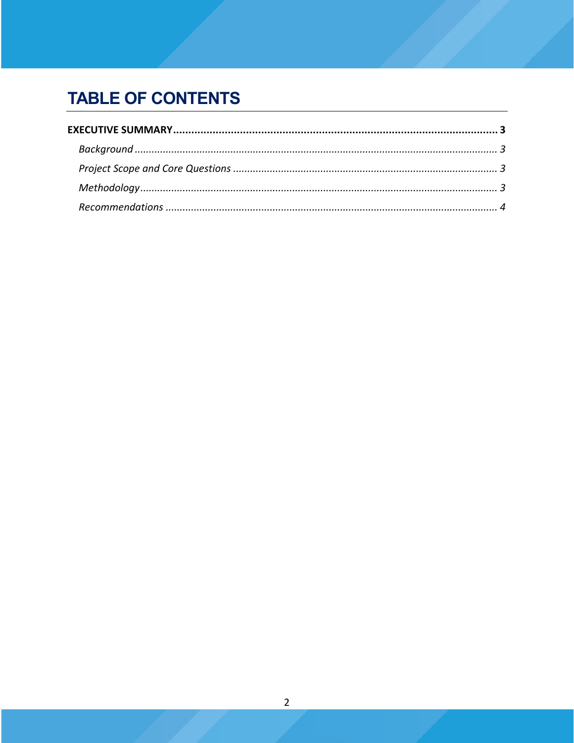# TABLE OF CONTENTS

**EXECUTIVE SUMMARY ........................................................................................................... 3**

*Background ............................................................................................................................ 3*

*Project Scope and Core Questions ........................................................................................ 3*

*Methodology ........................................................................................................................... 3*

*Recommendations .................................................................................................................. 4*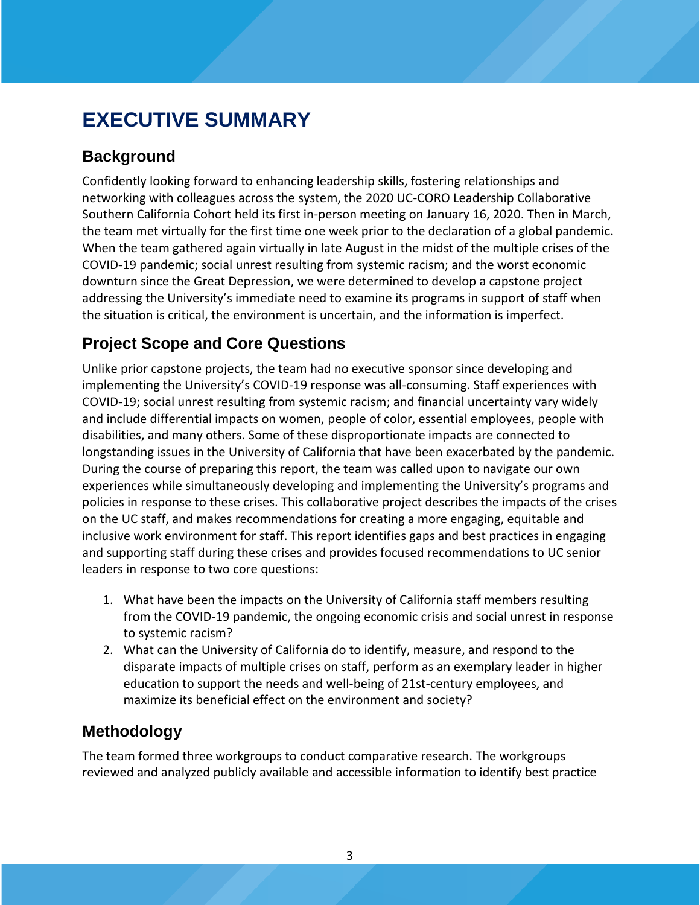# EXECUTIVE SUMMARY

## Background

Confidently looking forward to enhancing leadership skills, fostering relationships and networking with colleagues across the system, the 2020 UC-CORO Leadership Collaborative Southern California Cohort held its first in-person meeting on January 16, 2020. Then in March, the team met virtually for the first time one week prior to the declaration of a global pandemic. When the team gathered again virtually in late August in the midst of the multiple crises of the COVID-19 pandemic; social unrest resulting from systemic racism; and the worst economic downturn since the Great Depression, we were determined to develop a capstone project addressing the University's immediate need to examine its programs in support of staff when the situation is critical, the environment is uncertain, and the information is imperfect.

## Project Scope and Core Questions

Unlike prior capstone projects, the team had no executive sponsor since developing and implementing the University's COVID-19 response was all-consuming. Staff experiences with COVID-19; social unrest resulting from systemic racism; and financial uncertainty vary widely and include differential impacts on women, people of color, essential employees, people with disabilities, and many others. Some of these disproportionate impacts are connected to longstanding issues in the University of California that have been exacerbated by the pandemic. During the course of preparing this report, the team was called upon to navigate our own experiences while simultaneously developing and implementing the University's programs and policies in response to these crises. This collaborative project describes the impacts of the crises on the UC staff, and makes recommendations for creating a more engaging, equitable and inclusive work environment for staff. This report identifies gaps and best practices in engaging and supporting staff during these crises and provides focused recommendations to UC senior leaders in response to two core questions:

1. What have been the impacts on the University of California staff members resulting from the COVID-19 pandemic, the ongoing economic crisis and social unrest in response to systemic racism?
2. What can the University of California do to identify, measure, and respond to the disparate impacts of multiple crises on staff, perform as an exemplary leader in higher education to support the needs and well-being of 21st-century employees, and maximize its beneficial effect on the environment and society?

## Methodology

The team formed three workgroups to conduct comparative research. The workgroups reviewed and analyzed publicly available and accessible information to identify best practice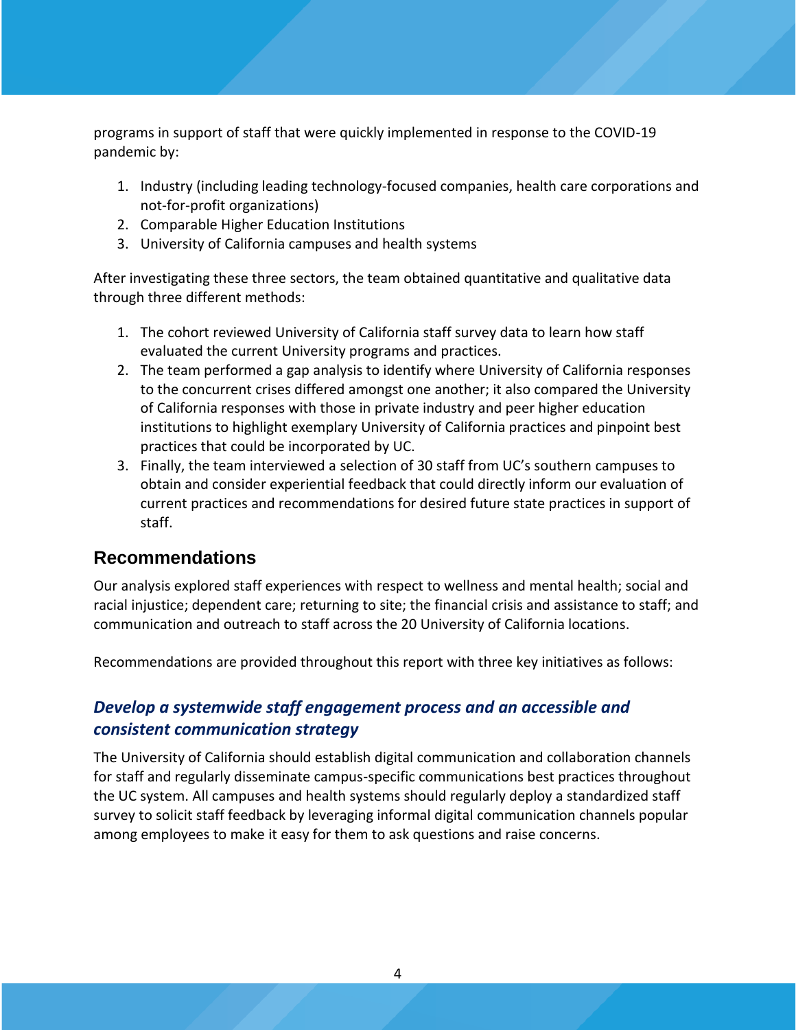programs in support of staff that were quickly implemented in response to the COVID-19 pandemic by:

1. Industry (including leading technology-focused companies, health care corporations and not-for-profit organizations)
2. Comparable Higher Education Institutions
3. University of California campuses and health systems

After investigating these three sectors, the team obtained quantitative and qualitative data through three different methods:

1. The cohort reviewed University of California staff survey data to learn how staff evaluated the current University programs and practices.
2. The team performed a gap analysis to identify where University of California responses to the concurrent crises differed amongst one another; it also compared the University of California responses with those in private industry and peer higher education institutions to highlight exemplary University of California practices and pinpoint best practices that could be incorporated by UC.
3. Finally, the team interviewed a selection of 30 staff from UC's southern campuses to obtain and consider experiential feedback that could directly inform our evaluation of current practices and recommendations for desired future state practices in support of staff.

## Recommendations

Our analysis explored staff experiences with respect to wellness and mental health; social and racial injustice; dependent care; returning to site; the financial crisis and assistance to staff; and communication and outreach to staff across the 20 University of California locations.

Recommendations are provided throughout this report with three key initiatives as follows:

### *Develop a systemwide staff engagement process and an accessible and consistent communication strategy*

The University of California should establish digital communication and collaboration channels for staff and regularly disseminate campus-specific communications best practices throughout the UC system. All campuses and health systems should regularly deploy a standardized staff survey to solicit staff feedback by leveraging informal digital communication channels popular among employees to make it easy for them to ask questions and raise concerns.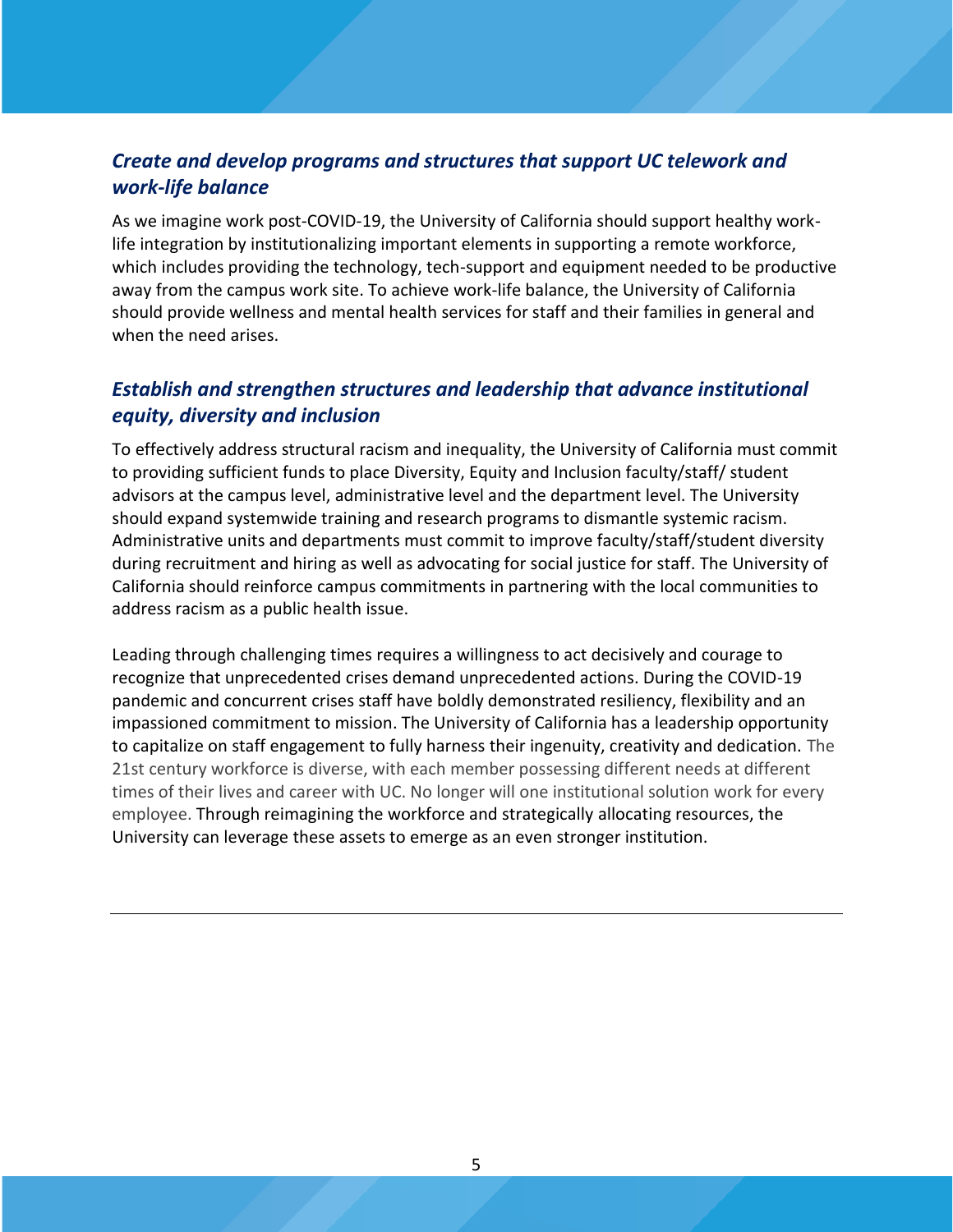### *Create and develop programs and structures that support UC telework and work-life balance*

As we imagine work post-COVID-19, the University of California should support healthy work-life integration by institutionalizing important elements in supporting a remote workforce, which includes providing the technology, tech-support and equipment needed to be productive away from the campus work site. To achieve work-life balance, the University of California should provide wellness and mental health services for staff and their families in general and when the need arises.

### *Establish and strengthen structures and leadership that advance institutional equity, diversity and inclusion*

To effectively address structural racism and inequality, the University of California must commit to providing sufficient funds to place Diversity, Equity and Inclusion faculty/staff/ student advisors at the campus level, administrative level and the department level. The University should expand systemwide training and research programs to dismantle systemic racism. Administrative units and departments must commit to improve faculty/staff/student diversity during recruitment and hiring as well as advocating for social justice for staff. The University of California should reinforce campus commitments in partnering with the local communities to address racism as a public health issue.

Leading through challenging times requires a willingness to act decisively and courage to recognize that unprecedented crises demand unprecedented actions. During the COVID-19 pandemic and concurrent crises staff have boldly demonstrated resiliency, flexibility and an impassioned commitment to mission. The University of California has a leadership opportunity to capitalize on staff engagement to fully harness their ingenuity, creativity and dedication. The 21st century workforce is diverse, with each member possessing different needs at different times of their lives and career with UC. No longer will one institutional solution work for every employee. Through reimagining the workforce and strategically allocating resources, the University can leverage these assets to emerge as an even stronger institution.